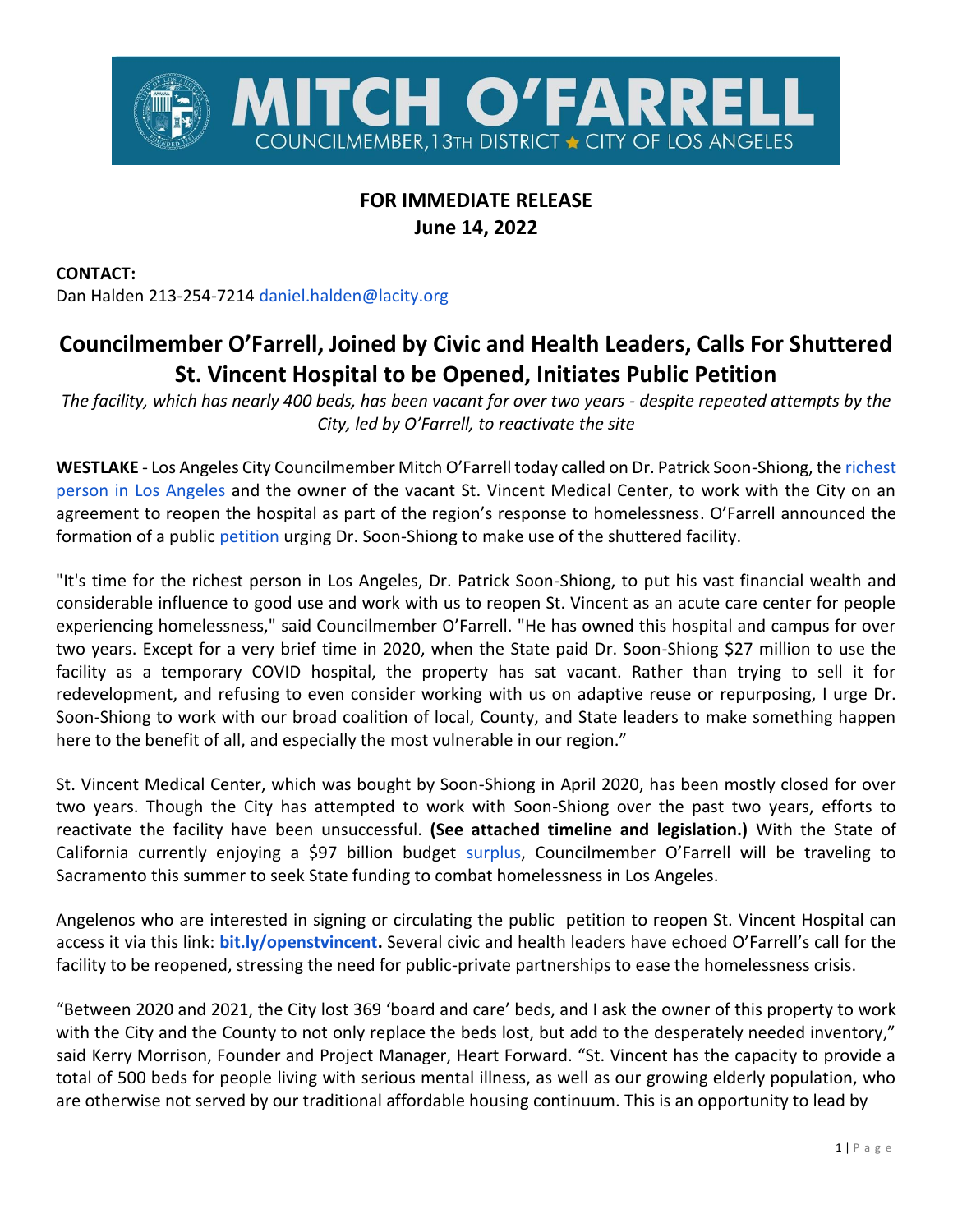# MITCH O'FARRELL

COUNCILMEMBER, 13TH DISTRICT ★ CITY OF LOS ANGELES

**FOR IMMEDIATE RELEASE**
**June 14, 2022**

**CONTACT:**
Dan Halden 213-254-7214 daniel.halden@lacity.org

## Councilmember O'Farrell, Joined by Civic and Health Leaders, Calls For Shuttered St. Vincent Hospital to be Opened, Initiates Public Petition

*The facility, which has nearly 400 beds, has been vacant for over two years - despite repeated attempts by the City, led by O'Farrell, to reactivate the site*

**WESTLAKE** - Los Angeles City Councilmember Mitch O'Farrell today called on Dr. Patrick Soon-Shiong, the richest person in Los Angeles and the owner of the vacant St. Vincent Medical Center, to work with the City on an agreement to reopen the hospital as part of the region's response to homelessness. O'Farrell announced the formation of a public petition urging Dr. Soon-Shiong to make use of the shuttered facility.

"It's time for the richest person in Los Angeles, Dr. Patrick Soon-Shiong, to put his vast financial wealth and considerable influence to good use and work with us to reopen St. Vincent as an acute care center for people experiencing homelessness," said Councilmember O'Farrell. "He has owned this hospital and campus for over two years. Except for a very brief time in 2020, when the State paid Dr. Soon-Shiong $27 million to use the facility as a temporary COVID hospital, the property has sat vacant. Rather than trying to sell it for redevelopment, and refusing to even consider working with us on adaptive reuse or repurposing, I urge Dr. Soon-Shiong to work with our broad coalition of local, County, and State leaders to make something happen here to the benefit of all, and especially the most vulnerable in our region."

St. Vincent Medical Center, which was bought by Soon-Shiong in April 2020, has been mostly closed for over two years. Though the City has attempted to work with Soon-Shiong over the past two years, efforts to reactivate the facility have been unsuccessful. **(See attached timeline and legislation.)** With the State of California currently enjoying a $97 billion budget surplus, Councilmember O'Farrell will be traveling to Sacramento this summer to seek State funding to combat homelessness in Los Angeles.

Angelenos who are interested in signing or circulating the public petition to reopen St. Vincent Hospital can access it via this link: **bit.ly/openstvincent.** Several civic and health leaders have echoed O'Farrell's call for the facility to be reopened, stressing the need for public-private partnerships to ease the homelessness crisis.

"Between 2020 and 2021, the City lost 369 'board and care' beds, and I ask the owner of this property to work with the City and the County to not only replace the beds lost, but add to the desperately needed inventory," said Kerry Morrison, Founder and Project Manager, Heart Forward. "St. Vincent has the capacity to provide a total of 500 beds for people living with serious mental illness, as well as our growing elderly population, who are otherwise not served by our traditional affordable housing continuum. This is an opportunity to lead by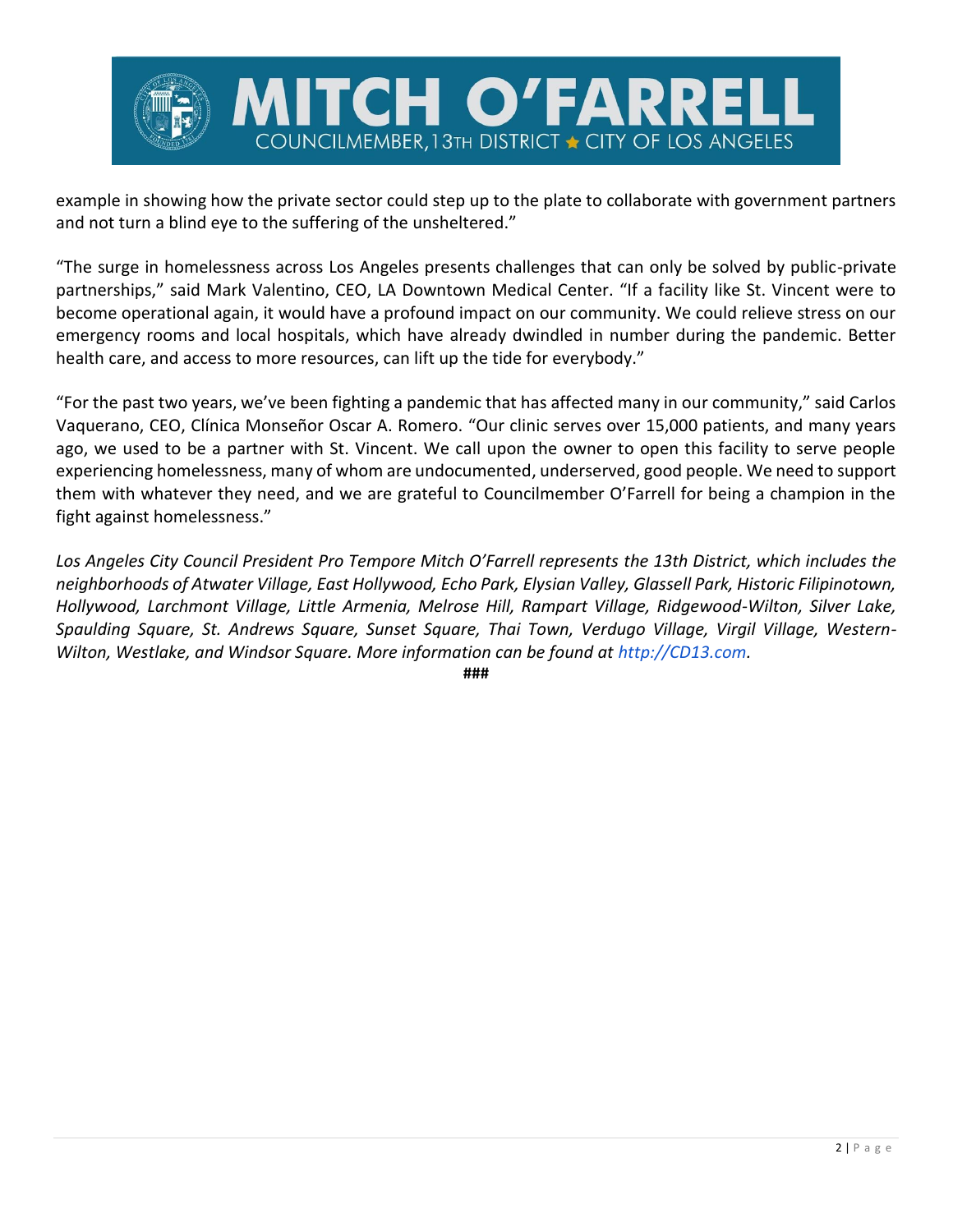example in showing how the private sector could step up to the plate to collaborate with government partners and not turn a blind eye to the suffering of the unsheltered."

"The surge in homelessness across Los Angeles presents challenges that can only be solved by public-private partnerships," said Mark Valentino, CEO, LA Downtown Medical Center. "If a facility like St. Vincent were to become operational again, it would have a profound impact on our community. We could relieve stress on our emergency rooms and local hospitals, which have already dwindled in number during the pandemic. Better health care, and access to more resources, can lift up the tide for everybody."

"For the past two years, we've been fighting a pandemic that has affected many in our community," said Carlos Vaquerano, CEO, Clínica Monseñor Oscar A. Romero. "Our clinic serves over 15,000 patients, and many years ago, we used to be a partner with St. Vincent. We call upon the owner to open this facility to serve people experiencing homelessness, many of whom are undocumented, underserved, good people. We need to support them with whatever they need, and we are grateful to Councilmember O'Farrell for being a champion in the fight against homelessness."

*Los Angeles City Council President Pro Tempore Mitch O'Farrell represents the 13th District, which includes the neighborhoods of Atwater Village, East Hollywood, Echo Park, Elysian Valley, Glassell Park, Historic Filipinotown, Hollywood, Larchmont Village, Little Armenia, Melrose Hill, Rampart Village, Ridgewood-Wilton, Silver Lake, Spaulding Square, St. Andrews Square, Sunset Square, Thai Town, Verdugo Village, Virgil Village, Western-Wilton, Westlake, and Windsor Square. More information can be found at http://CD13.com.*

###